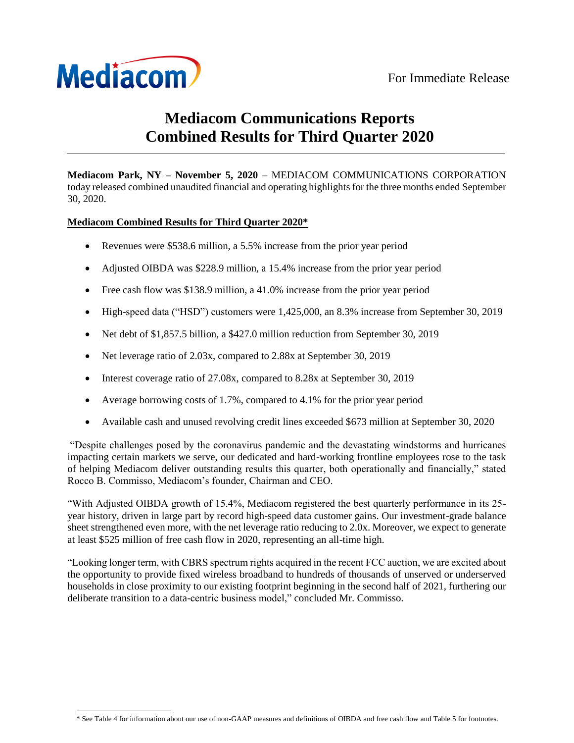Mediacom

For Immediate Release

# Mediacom Communications Reports Combined Results for Third Quarter 2020

**Mediacom Park, NY – November 5, 2020** – MEDIACOM COMMUNICATIONS CORPORATION today released combined unaudited financial and operating highlights for the three months ended September 30, 2020.

**Mediacom Combined Results for Third Quarter 2020***

- Revenues were $538.6 million, a 5.5% increase from the prior year period
- Adjusted OIBDA was $228.9 million, a 15.4% increase from the prior year period
- Free cash flow was $138.9 million, a 41.0% increase from the prior year period
- High-speed data ("HSD") customers were 1,425,000, an 8.3% increase from September 30, 2019
- Net debt of $1,857.5 billion, a $427.0 million reduction from September 30, 2019
- Net leverage ratio of 2.03x, compared to 2.88x at September 30, 2019
- Interest coverage ratio of 27.08x, compared to 8.28x at September 30, 2019
- Average borrowing costs of 1.7%, compared to 4.1% for the prior year period
- Available cash and unused revolving credit lines exceeded $673 million at September 30, 2020

"Despite challenges posed by the coronavirus pandemic and the devastating windstorms and hurricanes impacting certain markets we serve, our dedicated and hard-working frontline employees rose to the task of helping Mediacom deliver outstanding results this quarter, both operationally and financially," stated Rocco B. Commisso, Mediacom's founder, Chairman and CEO.

"With Adjusted OIBDA growth of 15.4%, Mediacom registered the best quarterly performance in its 25-year history, driven in large part by record high-speed data customer gains. Our investment-grade balance sheet strengthened even more, with the net leverage ratio reducing to 2.0x. Moreover, we expect to generate at least $525 million of free cash flow in 2020, representing an all-time high.

"Looking longer term, with CBRS spectrum rights acquired in the recent FCC auction, we are excited about the opportunity to provide fixed wireless broadband to hundreds of thousands of unserved or underserved households in close proximity to our existing footprint beginning in the second half of 2021, furthering our deliberate transition to a data-centric business model," concluded Mr. Commisso.

* See Table 4 for information about our use of non-GAAP measures and definitions of OIBDA and free cash flow and Table 5 for footnotes.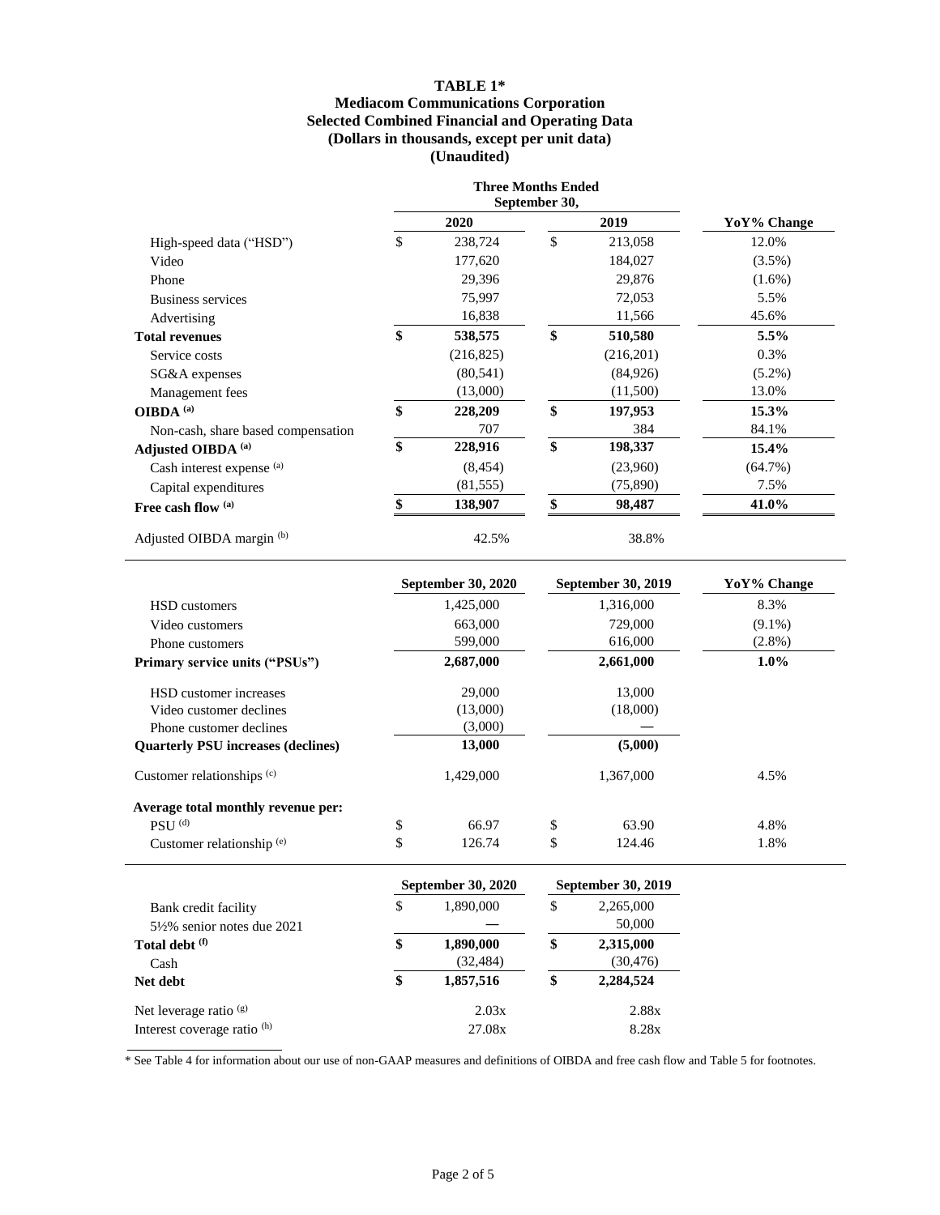# TABLE 1*

## Mediacom Communications Corporation

## Selected Combined Financial and Operating Data

## (Dollars in thousands, except per unit data)

## (Unaudited)

| | Three Months Ended September 30, | | |
|---|---|---|---|
| | 2020 | 2019 | YoY% Change |
| High-speed data ("HSD") | $ 238,724 | $ 213,058 | 12.0% |
| Video | 177,620 | 184,027 | (3.5%) |
| Phone | 29,396 | 29,876 | (1.6%) |
| Business services | 75,997 | 72,053 | 5.5% |
| Advertising | 16,838 | 11,566 | 45.6% |
| **Total revenues** | **$ 538,575** | **$ 510,580** | **5.5%** |
| Service costs | (216,825) | (216,201) | 0.3% |
| SG&A expenses | (80,541) | (84,926) | (5.2%) |
| Management fees | (13,000) | (11,500) | 13.0% |
| **OIBDA [(a)]** | **$ 228,209** | **$ 197,953** | **15.3%** |
| Non-cash, share based compensation | 707 | 384 | 84.1% |
| **Adjusted OIBDA [(a)]** | **$ 228,916** | **$ 198,337** | **15.4%** |
| Cash interest expense [(a)] | (8,454) | (23,960) | (64.7%) |
| Capital expenditures | (81,555) | (75,890) | 7.5% |
| **Free cash flow [(a)]** | **$ 138,907** | **$ 98,487** | **41.0%** |
| Adjusted OIBDA margin [(b)] | 42.5% | 38.8% | |

| | September 30, 2020 | September 30, 2019 | YoY% Change |
|---|---|---|---|
| HSD customers | 1,425,000 | 1,316,000 | 8.3% |
| Video customers | 663,000 | 729,000 | (9.1%) |
| Phone customers | 599,000 | 616,000 | (2.8%) |
| **Primary service units ("PSUs")** | **2,687,000** | **2,661,000** | **1.0%** |
| HSD customer increases | 29,000 | 13,000 | |
| Video customer declines | (13,000) | (18,000) | |
| Phone customer declines | (3,000) | — | |
| **Quarterly PSU increases (declines)** | **13,000** | **(5,000)** | |
| Customer relationships [(c)] | 1,429,000 | 1,367,000 | 4.5% |
| **Average total monthly revenue per:** | | | |
| PSU [(d)] | $ 66.97 | $ 63.90 | 4.8% |
| Customer relationship [(e)] | $ 126.74 | $ 124.46 | 1.8% |

| | September 30, 2020 | September 30, 2019 |
|---|---|---|
| Bank credit facility | $ 1,890,000 | $ 2,265,000 |
| 5½% senior notes due 2021 | — | 50,000 |
| **Total debt [(f)]** | **$ 1,890,000** | **$ 2,315,000** |
| Cash | (32,484) | (30,476) |
| **Net debt** | **$ 1,857,516** | **$ 2,284,524** |
| Net leverage ratio [(g)] | 2.03x | 2.88x |
| Interest coverage ratio [(h)] | 27.08x | 8.28x |

* See Table 4 for information about our use of non-GAAP measures and definitions of OIBDA and free cash flow and Table 5 for footnotes.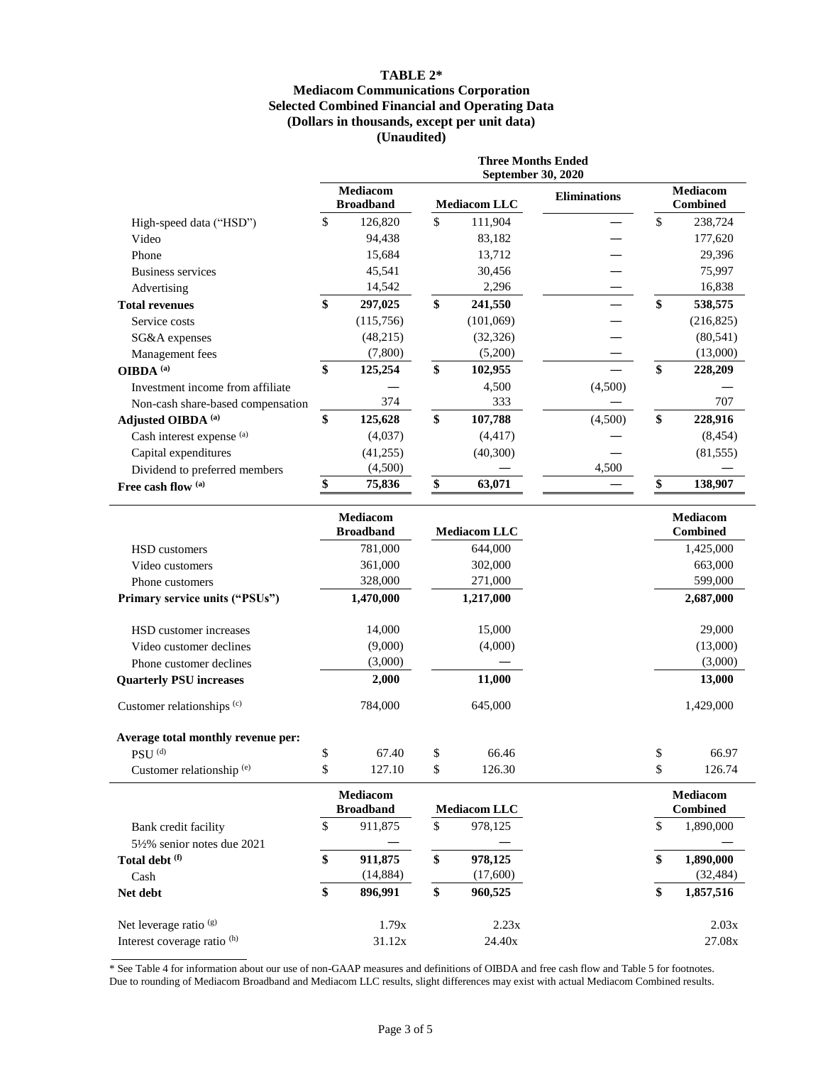# TABLE 2*
## Mediacom Communications Corporation
## Selected Combined Financial and Operating Data
## (Dollars in thousands, except per unit data)
## (Unaudited)

| | Three Months Ended September 30, 2020 | | | |
|---|---|---|---|---|
| | Mediacom Broadband | Mediacom LLC | Eliminations | Mediacom Combined |
| High-speed data ("HSD") | $ 126,820 | $ 111,904 | — | $ 238,724 |
| Video | 94,438 | 83,182 | — | 177,620 |
| Phone | 15,684 | 13,712 | — | 29,396 |
| Business services | 45,541 | 30,456 | — | 75,997 |
| Advertising | 14,542 | 2,296 | — | 16,838 |
| **Total revenues** | **$ 297,025** | **$ 241,550** | — | **$ 538,575** |
| Service costs | (115,756) | (101,069) | — | (216,825) |
| SG&A expenses | (48,215) | (32,326) | — | (80,541) |
| Management fees | (7,800) | (5,200) | — | (13,000) |
| **OIBDA [(a)]** | **$ 125,254** | **$ 102,955** | — | **$ 228,209** |
| Investment income from affiliate | — | 4,500 | (4,500) | — |
| Non-cash share-based compensation | 374 | 333 | — | 707 |
| **Adjusted OIBDA [(a)]** | **$ 125,628** | **$ 107,788** | (4,500) | **$ 228,916** |
| Cash interest expense [(a)] | (4,037) | (4,417) | — | (8,454) |
| Capital expenditures | (41,255) | (40,300) | — | (81,555) |
| Dividend to preferred members | (4,500) | — | 4,500 | — |
| **Free cash flow [(a)]** | **$ 75,836** | **$ 63,071** | — | **$ 138,907** |

| | Mediacom Broadband | Mediacom LLC | Mediacom Combined |
|---|---|---|---|
| HSD customers | 781,000 | 644,000 | 1,425,000 |
| Video customers | 361,000 | 302,000 | 663,000 |
| Phone customers | 328,000 | 271,000 | 599,000 |
| **Primary service units ("PSUs")** | **1,470,000** | **1,217,000** | **2,687,000** |
| | | | |
| HSD customer increases | 14,000 | 15,000 | 29,000 |
| Video customer declines | (9,000) | (4,000) | (13,000) |
| Phone customer declines | (3,000) | — | (3,000) |
| **Quarterly PSU increases** | **2,000** | **11,000** | **13,000** |
| | | | |
| Customer relationships [(c)] | 784,000 | 645,000 | 1,429,000 |
| | | | |
| **Average total monthly revenue per:** | | | |
| PSU [(d)] | $ 67.40 | $ 66.46 | $ 66.97 |
| Customer relationship [(e)] | $ 127.10 | $ 126.30 | $ 126.74 |

| | Mediacom Broadband | Mediacom LLC | Mediacom Combined |
|---|---|---|---|
| Bank credit facility | $ 911,875 | $ 978,125 | $ 1,890,000 |
| 5½% senior notes due 2021 | — | — | — |
| **Total debt [(f)]** | **$ 911,875** | **$ 978,125** | **$ 1,890,000** |
| Cash | (14,884) | (17,600) | (32,484) |
| **Net debt** | **$ 896,991** | **$ 960,525** | **$ 1,857,516** |
| | | | |
| Net leverage ratio [(g)] | 1.79x | 2.23x | 2.03x |
| Interest coverage ratio [(h)] | 31.12x | 24.40x | 27.08x |

* See Table 4 for information about our use of non-GAAP measures and definitions of OIBDA and free cash flow and Table 5 for footnotes. Due to rounding of Mediacom Broadband and Mediacom LLC results, slight differences may exist with actual Mediacom Combined results.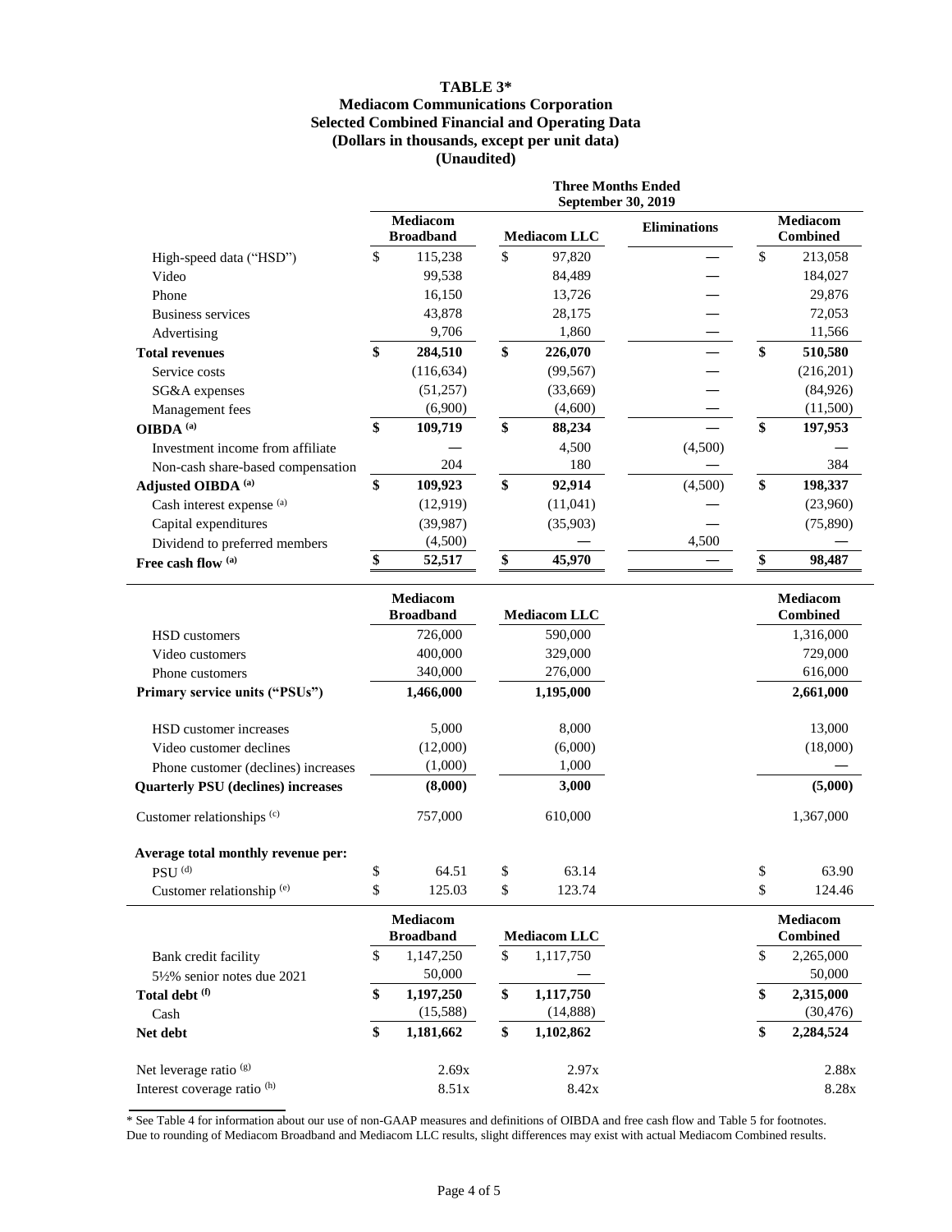# TABLE 3*

## Mediacom Communications Corporation
## Selected Combined Financial and Operating Data
## (Dollars in thousands, except per unit data)
## (Unaudited)

| | Three Months Ended September 30, 2019 | | | |
|---|---|---|---|---|
| | **Mediacom Broadband** | **Mediacom LLC** | **Eliminations** | **Mediacom Combined** |
| High-speed data ("HSD") | $ 115,238 | $ 97,820 | — | $ 213,058 |
| Video | 99,538 | 84,489 | — | 184,027 |
| Phone | 16,150 | 13,726 | — | 29,876 |
| Business services | 43,878 | 28,175 | — | 72,053 |
| Advertising | 9,706 | 1,860 | — | 11,566 |
| **Total revenues** | **$ 284,510** | **$ 226,070** | — | **$ 510,580** |
| Service costs | (116,634) | (99,567) | — | (216,201) |
| SG&A expenses | (51,257) | (33,669) | — | (84,926) |
| Management fees | (6,900) | (4,600) | — | (11,500) |
| **OIBDA** [(a)] | **$ 109,719** | **$ 88,234** | — | **$ 197,953** |
| Investment income from affiliate | — | 4,500 | (4,500) | — |
| Non-cash share-based compensation | 204 | 180 | — | 384 |
| **Adjusted OIBDA** [(a)] | **$ 109,923** | **$ 92,914** | (4,500) | **$ 198,337** |
| Cash interest expense [(a)] | (12,919) | (11,041) | — | (23,960) |
| Capital expenditures | (39,987) | (35,903) | — | (75,890) |
| Dividend to preferred members | (4,500) | — | 4,500 | — |
| **Free cash flow** [(a)] | **$ 52,517** | **$ 45,970** | — | **$ 98,487** |

| | **Mediacom Broadband** | **Mediacom LLC** | **Mediacom Combined** |
|---|---|---|---|
| HSD customers | 726,000 | 590,000 | 1,316,000 |
| Video customers | 400,000 | 329,000 | 729,000 |
| Phone customers | 340,000 | 276,000 | 616,000 |
| **Primary service units ("PSUs")** | **1,466,000** | **1,195,000** | **2,661,000** |
| | | | |
| HSD customer increases | 5,000 | 8,000 | 13,000 |
| Video customer declines | (12,000) | (6,000) | (18,000) |
| Phone customer (declines) increases | (1,000) | 1,000 | — |
| **Quarterly PSU (declines) increases** | **(8,000)** | **3,000** | **(5,000)** |
| | | | |
| Customer relationships [(c)] | 757,000 | 610,000 | 1,367,000 |
| | | | |
| **Average total monthly revenue per:** | | | |
| PSU [(d)] | $ 64.51 | $ 63.14 | $ 63.90 |
| Customer relationship [(e)] | $ 125.03 | $ 123.74 | $ 124.46 |

| | **Mediacom Broadband** | **Mediacom LLC** | **Mediacom Combined** |
|---|---|---|---|
| Bank credit facility | $ 1,147,250 | $ 1,117,750 | $ 2,265,000 |
| 5½% senior notes due 2021 | 50,000 | — | 50,000 |
| **Total debt** [(f)] | **$ 1,197,250** | **$ 1,117,750** | **$ 2,315,000** |
| Cash | (15,588) | (14,888) | (30,476) |
| **Net debt** | **$ 1,181,662** | **$ 1,102,862** | **$ 2,284,524** |
| | | | |
| Net leverage ratio [(g)] | 2.69x | 2.97x | 2.88x |
| Interest coverage ratio [(h)] | 8.51x | 8.42x | 8.28x |

\* See Table 4 for information about our use of non-GAAP measures and definitions of OIBDA and free cash flow and Table 5 for footnotes.
Due to rounding of Mediacom Broadband and Mediacom LLC results, slight differences may exist with actual Mediacom Combined results.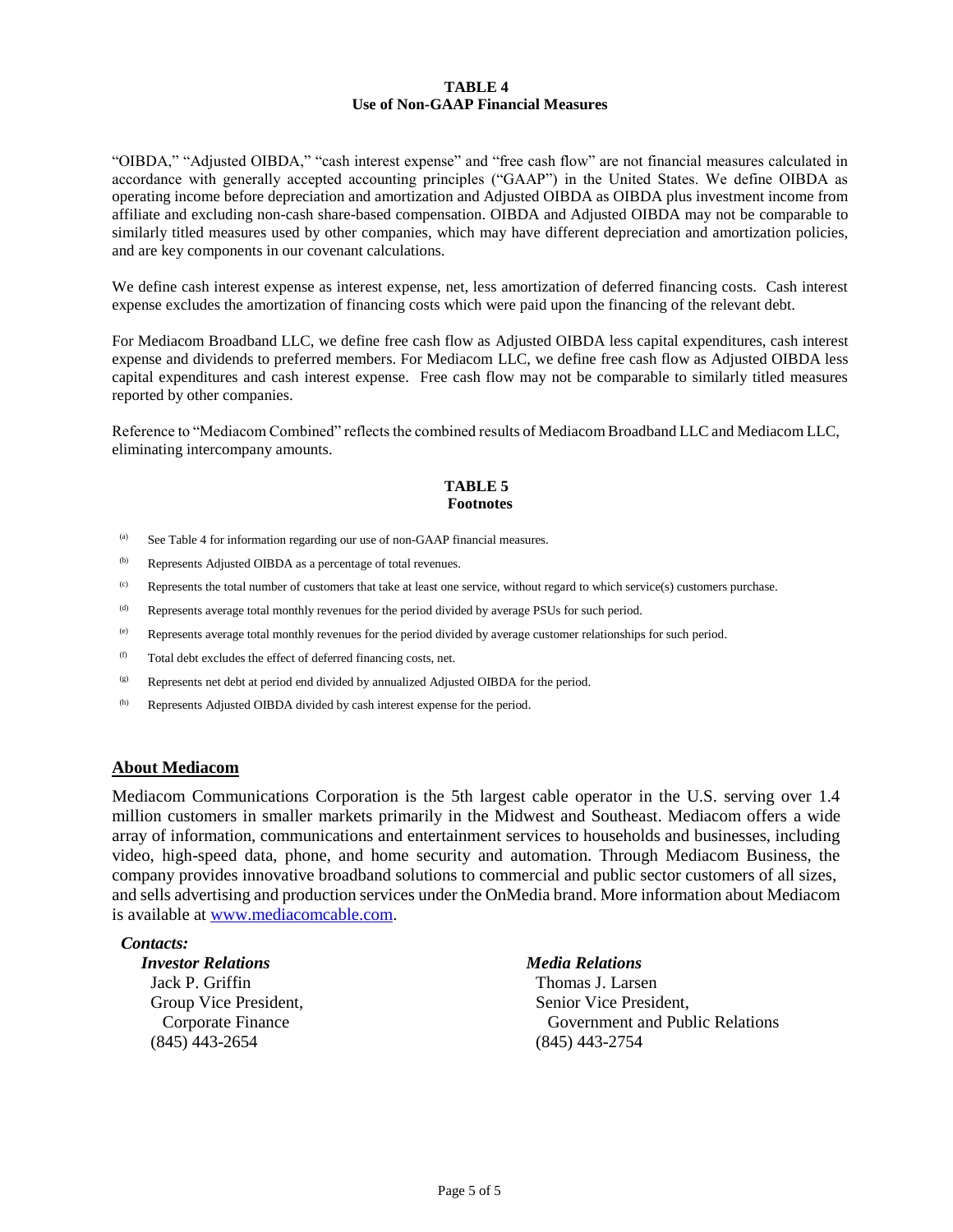## TABLE 4
## Use of Non-GAAP Financial Measures

"OIBDA," "Adjusted OIBDA," "cash interest expense" and "free cash flow" are not financial measures calculated in accordance with generally accepted accounting principles ("GAAP") in the United States. We define OIBDA as operating income before depreciation and amortization and Adjusted OIBDA as OIBDA plus investment income from affiliate and excluding non-cash share-based compensation. OIBDA and Adjusted OIBDA may not be comparable to similarly titled measures used by other companies, which may have different depreciation and amortization policies, and are key components in our covenant calculations.

We define cash interest expense as interest expense, net, less amortization of deferred financing costs. Cash interest expense excludes the amortization of financing costs which were paid upon the financing of the relevant debt.

For Mediacom Broadband LLC, we define free cash flow as Adjusted OIBDA less capital expenditures, cash interest expense and dividends to preferred members. For Mediacom LLC, we define free cash flow as Adjusted OIBDA less capital expenditures and cash interest expense. Free cash flow may not be comparable to similarly titled measures reported by other companies.

Reference to "Mediacom Combined" reflects the combined results of Mediacom Broadband LLC and Mediacom LLC, eliminating intercompany amounts.

## TABLE 5
## Footnotes

[a] See Table 4 for information regarding our use of non-GAAP financial measures.

[b] Represents Adjusted OIBDA as a percentage of total revenues.

[c] Represents the total number of customers that take at least one service, without regard to which service(s) customers purchase.

[d] Represents average total monthly revenues for the period divided by average PSUs for such period.

[e] Represents average total monthly revenues for the period divided by average customer relationships for such period.

[f] Total debt excludes the effect of deferred financing costs, net.

[g] Represents net debt at period end divided by annualized Adjusted OIBDA for the period.

[h] Represents Adjusted OIBDA divided by cash interest expense for the period.

## About Mediacom

Mediacom Communications Corporation is the 5th largest cable operator in the U.S. serving over 1.4 million customers in smaller markets primarily in the Midwest and Southeast. Mediacom offers a wide array of information, communications and entertainment services to households and businesses, including video, high-speed data, phone, and home security and automation. Through Mediacom Business, the company provides innovative broadband solutions to commercial and public sector customers of all sizes, and sells advertising and production services under the OnMedia brand. More information about Mediacom is available at www.mediacomcable.com.

***Contacts:***

***Investor Relations***
Jack P. Griffin
Group Vice President,
Corporate Finance
(845) 443-2654

***Media Relations***
Thomas J. Larsen
Senior Vice President,
Government and Public Relations
(845) 443-2754